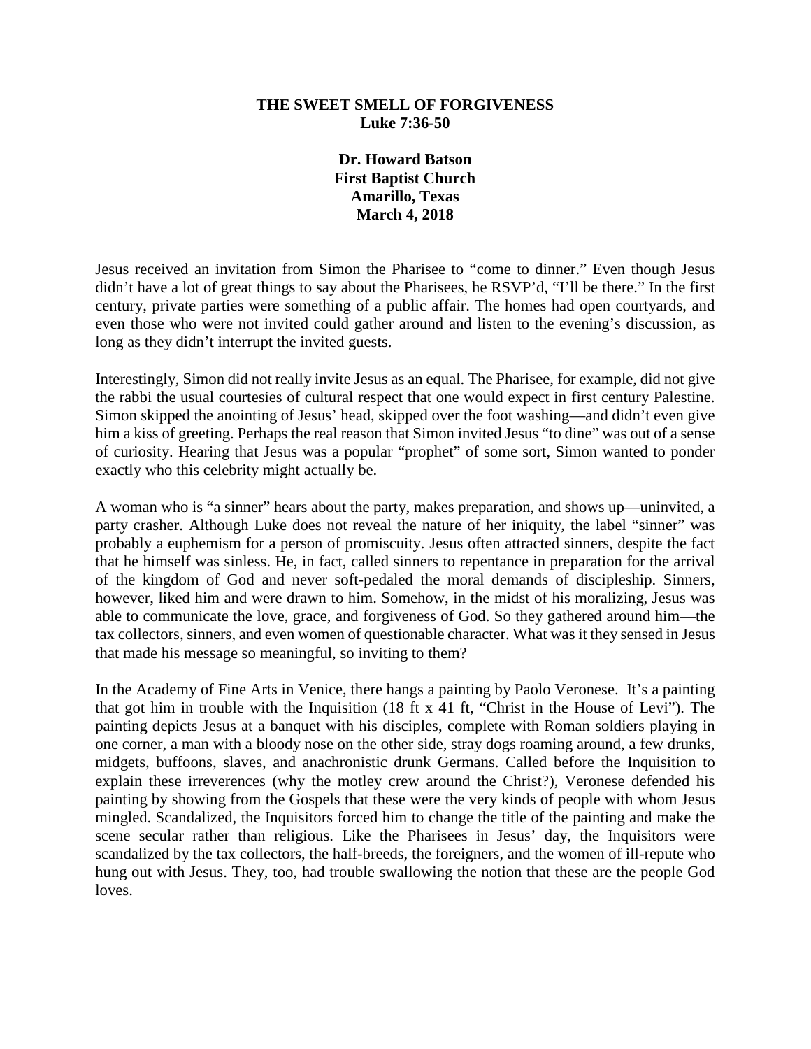# THE SWEET SMELL OF FORGIVENESS
**Luke 7:36-50**

**Dr. Howard Batson**
**First Baptist Church**
**Amarillo, Texas**
**March 4, 2018**

Jesus received an invitation from Simon the Pharisee to "come to dinner." Even though Jesus didn't have a lot of great things to say about the Pharisees, he RSVP'd, "I'll be there." In the first century, private parties were something of a public affair. The homes had open courtyards, and even those who were not invited could gather around and listen to the evening's discussion, as long as they didn't interrupt the invited guests.

Interestingly, Simon did not really invite Jesus as an equal. The Pharisee, for example, did not give the rabbi the usual courtesies of cultural respect that one would expect in first century Palestine. Simon skipped the anointing of Jesus' head, skipped over the foot washing—and didn't even give him a kiss of greeting. Perhaps the real reason that Simon invited Jesus "to dine" was out of a sense of curiosity. Hearing that Jesus was a popular "prophet" of some sort, Simon wanted to ponder exactly who this celebrity might actually be.

A woman who is "a sinner" hears about the party, makes preparation, and shows up—uninvited, a party crasher. Although Luke does not reveal the nature of her iniquity, the label "sinner" was probably a euphemism for a person of promiscuity. Jesus often attracted sinners, despite the fact that he himself was sinless. He, in fact, called sinners to repentance in preparation for the arrival of the kingdom of God and never soft-pedaled the moral demands of discipleship. Sinners, however, liked him and were drawn to him. Somehow, in the midst of his moralizing, Jesus was able to communicate the love, grace, and forgiveness of God. So they gathered around him—the tax collectors, sinners, and even women of questionable character. What was it they sensed in Jesus that made his message so meaningful, so inviting to them?

In the Academy of Fine Arts in Venice, there hangs a painting by Paolo Veronese. It's a painting that got him in trouble with the Inquisition (18 ft x 41 ft, "Christ in the House of Levi"). The painting depicts Jesus at a banquet with his disciples, complete with Roman soldiers playing in one corner, a man with a bloody nose on the other side, stray dogs roaming around, a few drunks, midgets, buffoons, slaves, and anachronistic drunk Germans. Called before the Inquisition to explain these irreverences (why the motley crew around the Christ?), Veronese defended his painting by showing from the Gospels that these were the very kinds of people with whom Jesus mingled. Scandalized, the Inquisitors forced him to change the title of the painting and make the scene secular rather than religious. Like the Pharisees in Jesus' day, the Inquisitors were scandalized by the tax collectors, the half-breeds, the foreigners, and the women of ill-repute who hung out with Jesus. They, too, had trouble swallowing the notion that these are the people God loves.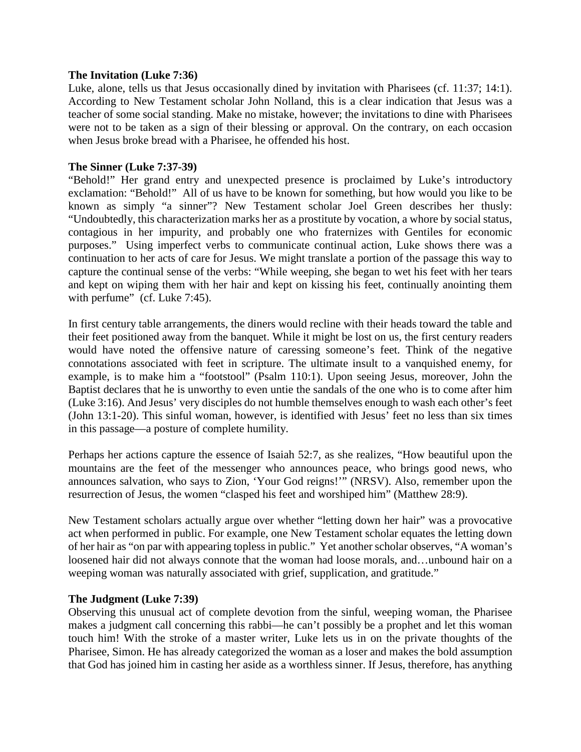**The Invitation (Luke 7:36)**

Luke, alone, tells us that Jesus occasionally dined by invitation with Pharisees (cf. 11:37; 14:1). According to New Testament scholar John Nolland, this is a clear indication that Jesus was a teacher of some social standing. Make no mistake, however; the invitations to dine with Pharisees were not to be taken as a sign of their blessing or approval. On the contrary, on each occasion when Jesus broke bread with a Pharisee, he offended his host.

**The Sinner (Luke 7:37-39)**

"Behold!" Her grand entry and unexpected presence is proclaimed by Luke's introductory exclamation: "Behold!" All of us have to be known for something, but how would you like to be known as simply "a sinner"? New Testament scholar Joel Green describes her thusly: "Undoubtedly, this characterization marks her as a prostitute by vocation, a whore by social status, contagious in her impurity, and probably one who fraternizes with Gentiles for economic purposes." Using imperfect verbs to communicate continual action, Luke shows there was a continuation to her acts of care for Jesus. We might translate a portion of the passage this way to capture the continual sense of the verbs: "While weeping, she began to wet his feet with her tears and kept on wiping them with her hair and kept on kissing his feet, continually anointing them with perfume" (cf. Luke 7:45).

In first century table arrangements, the diners would recline with their heads toward the table and their feet positioned away from the banquet. While it might be lost on us, the first century readers would have noted the offensive nature of caressing someone's feet. Think of the negative connotations associated with feet in scripture. The ultimate insult to a vanquished enemy, for example, is to make him a "footstool" (Psalm 110:1). Upon seeing Jesus, moreover, John the Baptist declares that he is unworthy to even untie the sandals of the one who is to come after him (Luke 3:16). And Jesus' very disciples do not humble themselves enough to wash each other's feet (John 13:1-20). This sinful woman, however, is identified with Jesus' feet no less than six times in this passage—a posture of complete humility.

Perhaps her actions capture the essence of Isaiah 52:7, as she realizes, "How beautiful upon the mountains are the feet of the messenger who announces peace, who brings good news, who announces salvation, who says to Zion, 'Your God reigns!'" (NRSV). Also, remember upon the resurrection of Jesus, the women "clasped his feet and worshiped him" (Matthew 28:9).

New Testament scholars actually argue over whether "letting down her hair" was a provocative act when performed in public. For example, one New Testament scholar equates the letting down of her hair as "on par with appearing topless in public." Yet another scholar observes, "A woman's loosened hair did not always connote that the woman had loose morals, and…unbound hair on a weeping woman was naturally associated with grief, supplication, and gratitude."

**The Judgment (Luke 7:39)**

Observing this unusual act of complete devotion from the sinful, weeping woman, the Pharisee makes a judgment call concerning this rabbi—he can't possibly be a prophet and let this woman touch him! With the stroke of a master writer, Luke lets us in on the private thoughts of the Pharisee, Simon. He has already categorized the woman as a loser and makes the bold assumption that God has joined him in casting her aside as a worthless sinner. If Jesus, therefore, has anything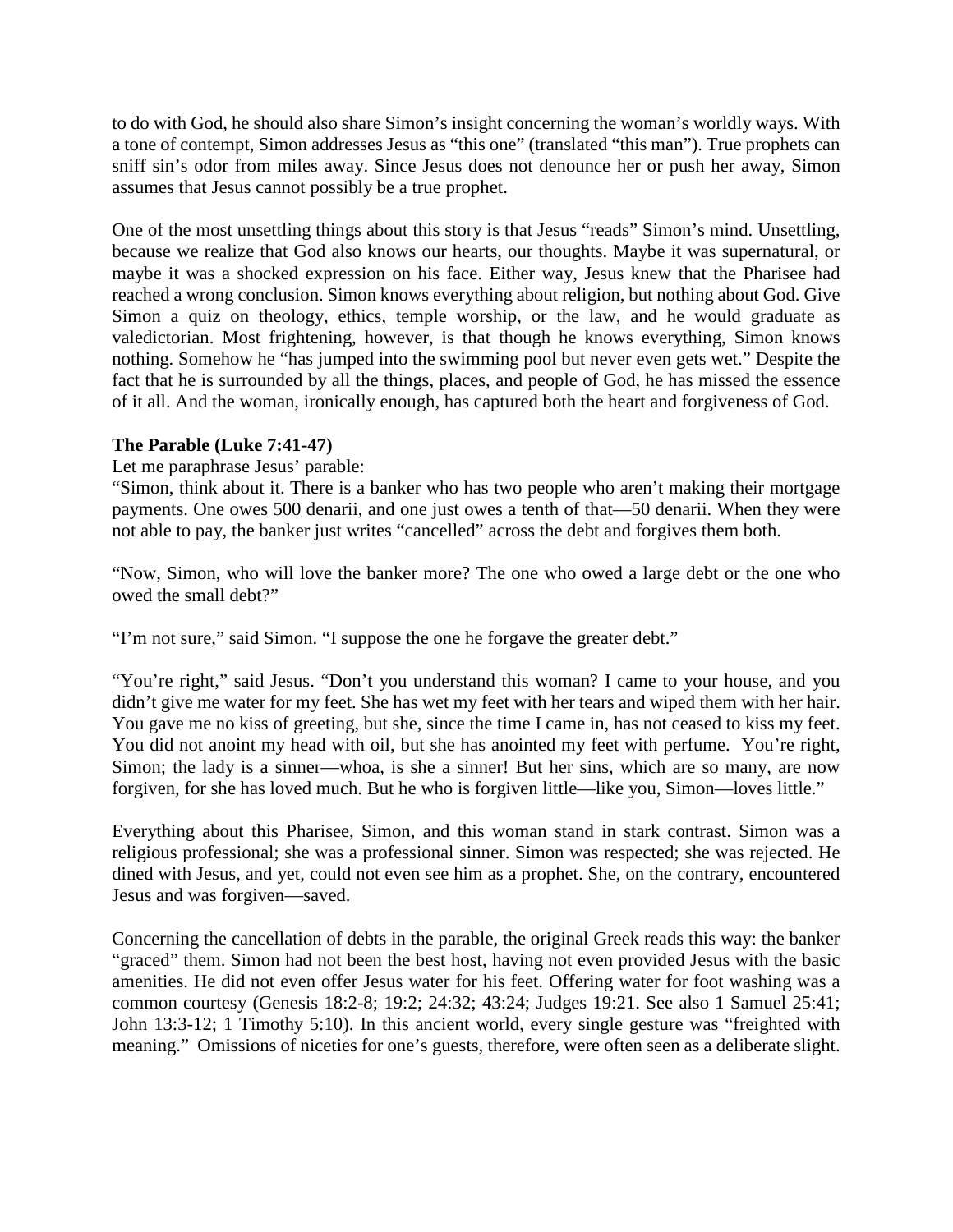to do with God, he should also share Simon's insight concerning the woman's worldly ways. With a tone of contempt, Simon addresses Jesus as "this one" (translated "this man"). True prophets can sniff sin's odor from miles away. Since Jesus does not denounce her or push her away, Simon assumes that Jesus cannot possibly be a true prophet.

One of the most unsettling things about this story is that Jesus "reads" Simon's mind. Unsettling, because we realize that God also knows our hearts, our thoughts. Maybe it was supernatural, or maybe it was a shocked expression on his face. Either way, Jesus knew that the Pharisee had reached a wrong conclusion. Simon knows everything about religion, but nothing about God. Give Simon a quiz on theology, ethics, temple worship, or the law, and he would graduate as valedictorian. Most frightening, however, is that though he knows everything, Simon knows nothing. Somehow he "has jumped into the swimming pool but never even gets wet." Despite the fact that he is surrounded by all the things, places, and people of God, he has missed the essence of it all. And the woman, ironically enough, has captured both the heart and forgiveness of God.

**The Parable (Luke 7:41-47)**

Let me paraphrase Jesus' parable:

"Simon, think about it. There is a banker who has two people who aren't making their mortgage payments. One owes 500 denarii, and one just owes a tenth of that—50 denarii. When they were not able to pay, the banker just writes "cancelled" across the debt and forgives them both.

"Now, Simon, who will love the banker more? The one who owed a large debt or the one who owed the small debt?"

"I'm not sure," said Simon. "I suppose the one he forgave the greater debt."

"You're right," said Jesus. "Don't you understand this woman? I came to your house, and you didn't give me water for my feet. She has wet my feet with her tears and wiped them with her hair. You gave me no kiss of greeting, but she, since the time I came in, has not ceased to kiss my feet. You did not anoint my head with oil, but she has anointed my feet with perfume. You're right, Simon; the lady is a sinner—whoa, is she a sinner! But her sins, which are so many, are now forgiven, for she has loved much. But he who is forgiven little—like you, Simon—loves little."

Everything about this Pharisee, Simon, and this woman stand in stark contrast. Simon was a religious professional; she was a professional sinner. Simon was respected; she was rejected. He dined with Jesus, and yet, could not even see him as a prophet. She, on the contrary, encountered Jesus and was forgiven—saved.

Concerning the cancellation of debts in the parable, the original Greek reads this way: the banker "graced" them. Simon had not been the best host, having not even provided Jesus with the basic amenities. He did not even offer Jesus water for his feet. Offering water for foot washing was a common courtesy (Genesis 18:2-8; 19:2; 24:32; 43:24; Judges 19:21. See also 1 Samuel 25:41; John 13:3-12; 1 Timothy 5:10). In this ancient world, every single gesture was "freighted with meaning." Omissions of niceties for one's guests, therefore, were often seen as a deliberate slight.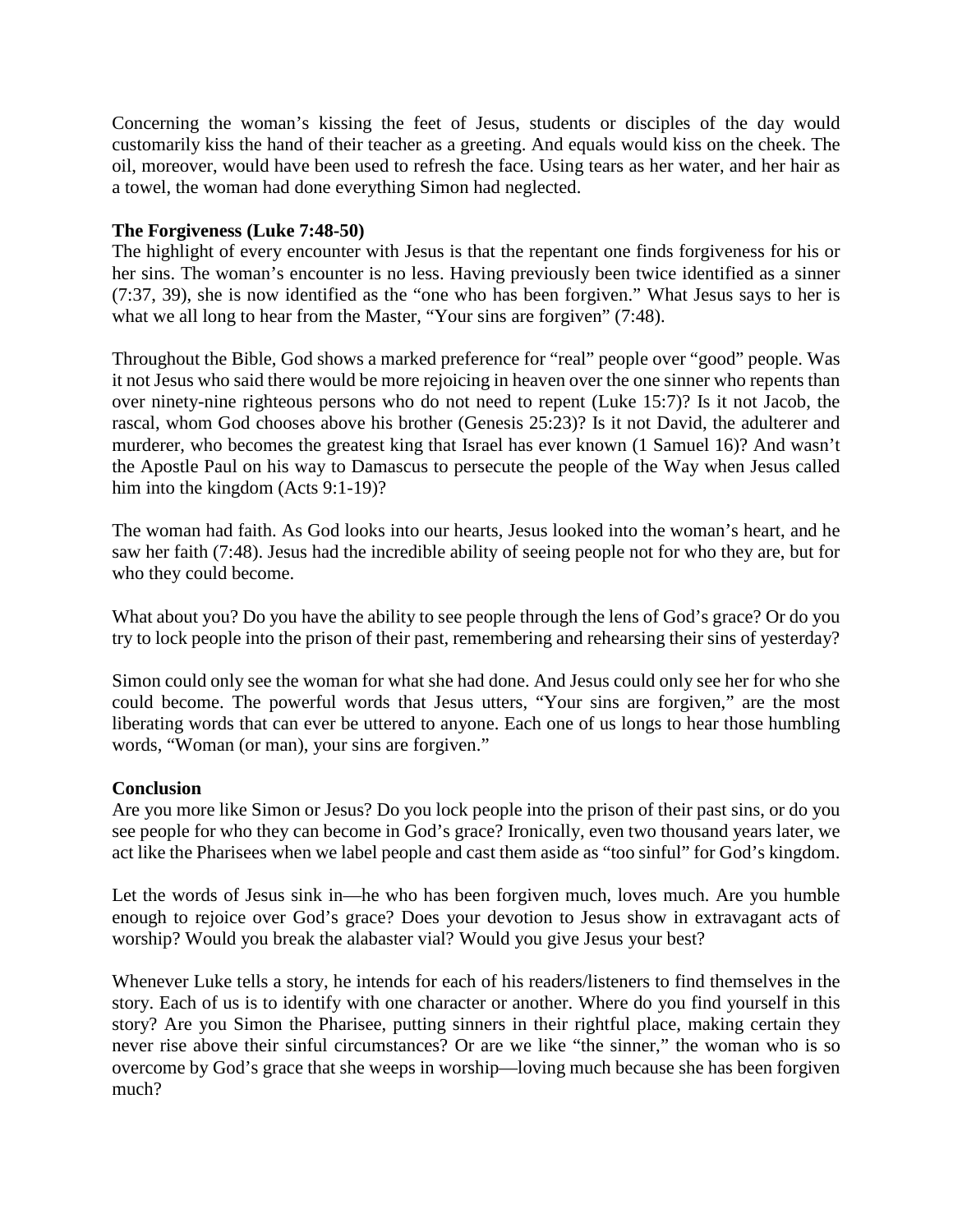Concerning the woman's kissing the feet of Jesus, students or disciples of the day would customarily kiss the hand of their teacher as a greeting. And equals would kiss on the cheek. The oil, moreover, would have been used to refresh the face. Using tears as her water, and her hair as a towel, the woman had done everything Simon had neglected.

**The Forgiveness (Luke 7:48-50)**

The highlight of every encounter with Jesus is that the repentant one finds forgiveness for his or her sins. The woman's encounter is no less. Having previously been twice identified as a sinner (7:37, 39), she is now identified as the "one who has been forgiven." What Jesus says to her is what we all long to hear from the Master, "Your sins are forgiven" (7:48).

Throughout the Bible, God shows a marked preference for "real" people over "good" people. Was it not Jesus who said there would be more rejoicing in heaven over the one sinner who repents than over ninety-nine righteous persons who do not need to repent (Luke 15:7)? Is it not Jacob, the rascal, whom God chooses above his brother (Genesis 25:23)? Is it not David, the adulterer and murderer, who becomes the greatest king that Israel has ever known (1 Samuel 16)? And wasn't the Apostle Paul on his way to Damascus to persecute the people of the Way when Jesus called him into the kingdom (Acts 9:1-19)?

The woman had faith. As God looks into our hearts, Jesus looked into the woman's heart, and he saw her faith (7:48). Jesus had the incredible ability of seeing people not for who they are, but for who they could become.

What about you? Do you have the ability to see people through the lens of God's grace? Or do you try to lock people into the prison of their past, remembering and rehearsing their sins of yesterday?

Simon could only see the woman for what she had done. And Jesus could only see her for who she could become. The powerful words that Jesus utters, "Your sins are forgiven," are the most liberating words that can ever be uttered to anyone. Each one of us longs to hear those humbling words, "Woman (or man), your sins are forgiven."

**Conclusion**

Are you more like Simon or Jesus? Do you lock people into the prison of their past sins, or do you see people for who they can become in God's grace? Ironically, even two thousand years later, we act like the Pharisees when we label people and cast them aside as "too sinful" for God's kingdom.

Let the words of Jesus sink in—he who has been forgiven much, loves much. Are you humble enough to rejoice over God's grace? Does your devotion to Jesus show in extravagant acts of worship? Would you break the alabaster vial? Would you give Jesus your best?

Whenever Luke tells a story, he intends for each of his readers/listeners to find themselves in the story. Each of us is to identify with one character or another. Where do you find yourself in this story? Are you Simon the Pharisee, putting sinners in their rightful place, making certain they never rise above their sinful circumstances? Or are we like "the sinner," the woman who is so overcome by God's grace that she weeps in worship—loving much because she has been forgiven much?